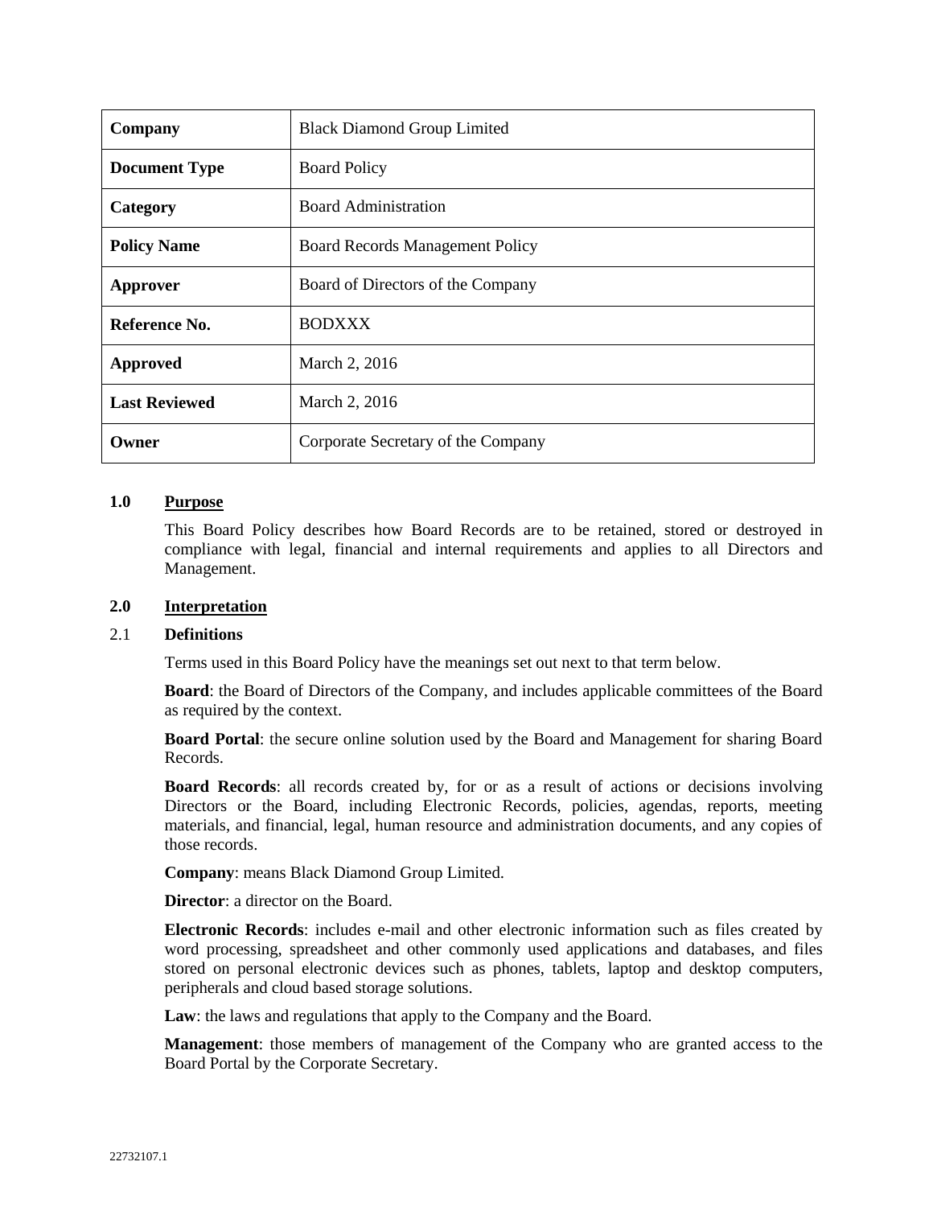| Company | Black Diamond Group Limited |
|---|---|
| **Document Type** | Board Policy |
| **Category** | Board Administration |
| **Policy Name** | Board Records Management Policy |
| **Approver** | Board of Directors of the Company |
| **Reference No.** | BODXXX |
| **Approved** | March 2, 2016 |
| **Last Reviewed** | March 2, 2016 |
| **Owner** | Corporate Secretary of the Company |

## 1.0 Purpose

This Board Policy describes how Board Records are to be retained, stored or destroyed in compliance with legal, financial and internal requirements and applies to all Directors and Management.

## 2.0 Interpretation

### 2.1 Definitions

Terms used in this Board Policy have the meanings set out next to that term below.

**Board**: the Board of Directors of the Company, and includes applicable committees of the Board as required by the context.

**Board Portal**: the secure online solution used by the Board and Management for sharing Board Records.

**Board Records**: all records created by, for or as a result of actions or decisions involving Directors or the Board, including Electronic Records, policies, agendas, reports, meeting materials, and financial, legal, human resource and administration documents, and any copies of those records.

**Company**: means Black Diamond Group Limited.

**Director**: a director on the Board.

**Electronic Records**: includes e-mail and other electronic information such as files created by word processing, spreadsheet and other commonly used applications and databases, and files stored on personal electronic devices such as phones, tablets, laptop and desktop computers, peripherals and cloud based storage solutions.

**Law**: the laws and regulations that apply to the Company and the Board.

**Management**: those members of management of the Company who are granted access to the Board Portal by the Corporate Secretary.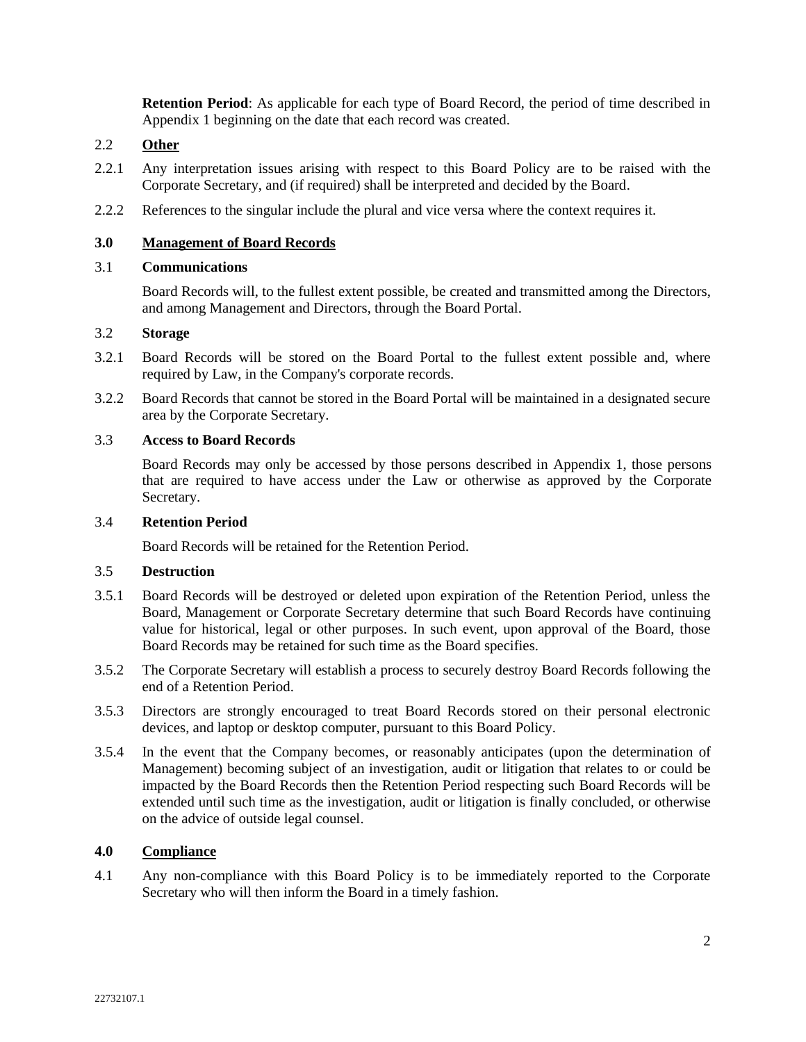**Retention Period**: As applicable for each type of Board Record, the period of time described in Appendix 1 beginning on the date that each record was created.

2.2 **Other**

2.2.1 Any interpretation issues arising with respect to this Board Policy are to be raised with the Corporate Secretary, and (if required) shall be interpreted and decided by the Board.

2.2.2 References to the singular include the plural and vice versa where the context requires it.

## 3.0 Management of Board Records

### 3.1 Communications

Board Records will, to the fullest extent possible, be created and transmitted among the Directors, and among Management and Directors, through the Board Portal.

### 3.2 Storage

3.2.1 Board Records will be stored on the Board Portal to the fullest extent possible and, where required by Law, in the Company's corporate records.

3.2.2 Board Records that cannot be stored in the Board Portal will be maintained in a designated secure area by the Corporate Secretary.

### 3.3 Access to Board Records

Board Records may only be accessed by those persons described in Appendix 1, those persons that are required to have access under the Law or otherwise as approved by the Corporate Secretary.

### 3.4 Retention Period

Board Records will be retained for the Retention Period.

### 3.5 Destruction

3.5.1 Board Records will be destroyed or deleted upon expiration of the Retention Period, unless the Board, Management or Corporate Secretary determine that such Board Records have continuing value for historical, legal or other purposes. In such event, upon approval of the Board, those Board Records may be retained for such time as the Board specifies.

3.5.2 The Corporate Secretary will establish a process to securely destroy Board Records following the end of a Retention Period.

3.5.3 Directors are strongly encouraged to treat Board Records stored on their personal electronic devices, and laptop or desktop computer, pursuant to this Board Policy.

3.5.4 In the event that the Company becomes, or reasonably anticipates (upon the determination of Management) becoming subject of an investigation, audit or litigation that relates to or could be impacted by the Board Records then the Retention Period respecting such Board Records will be extended until such time as the investigation, audit or litigation is finally concluded, or otherwise on the advice of outside legal counsel.

## 4.0 Compliance

4.1 Any non-compliance with this Board Policy is to be immediately reported to the Corporate Secretary who will then inform the Board in a timely fashion.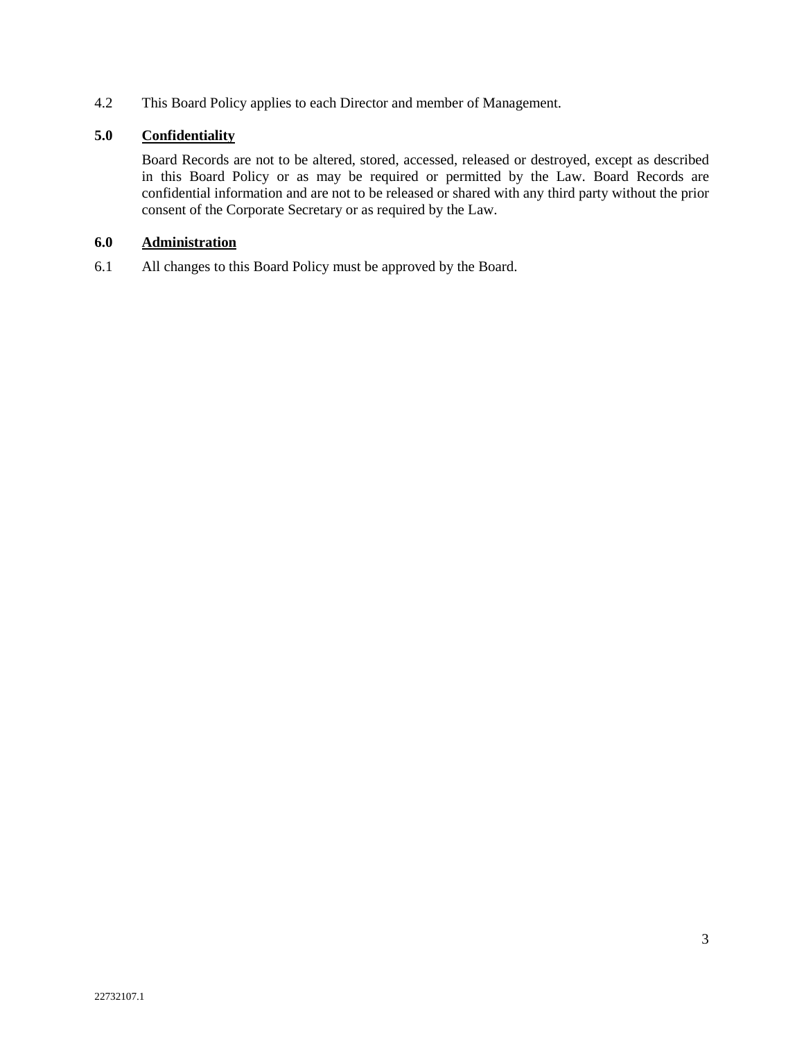4.2 This Board Policy applies to each Director and member of Management.

## 5.0 Confidentiality

Board Records are not to be altered, stored, accessed, released or destroyed, except as described in this Board Policy or as may be required or permitted by the Law. Board Records are confidential information and are not to be released or shared with any third party without the prior consent of the Corporate Secretary or as required by the Law.

## 6.0 Administration

6.1 All changes to this Board Policy must be approved by the Board.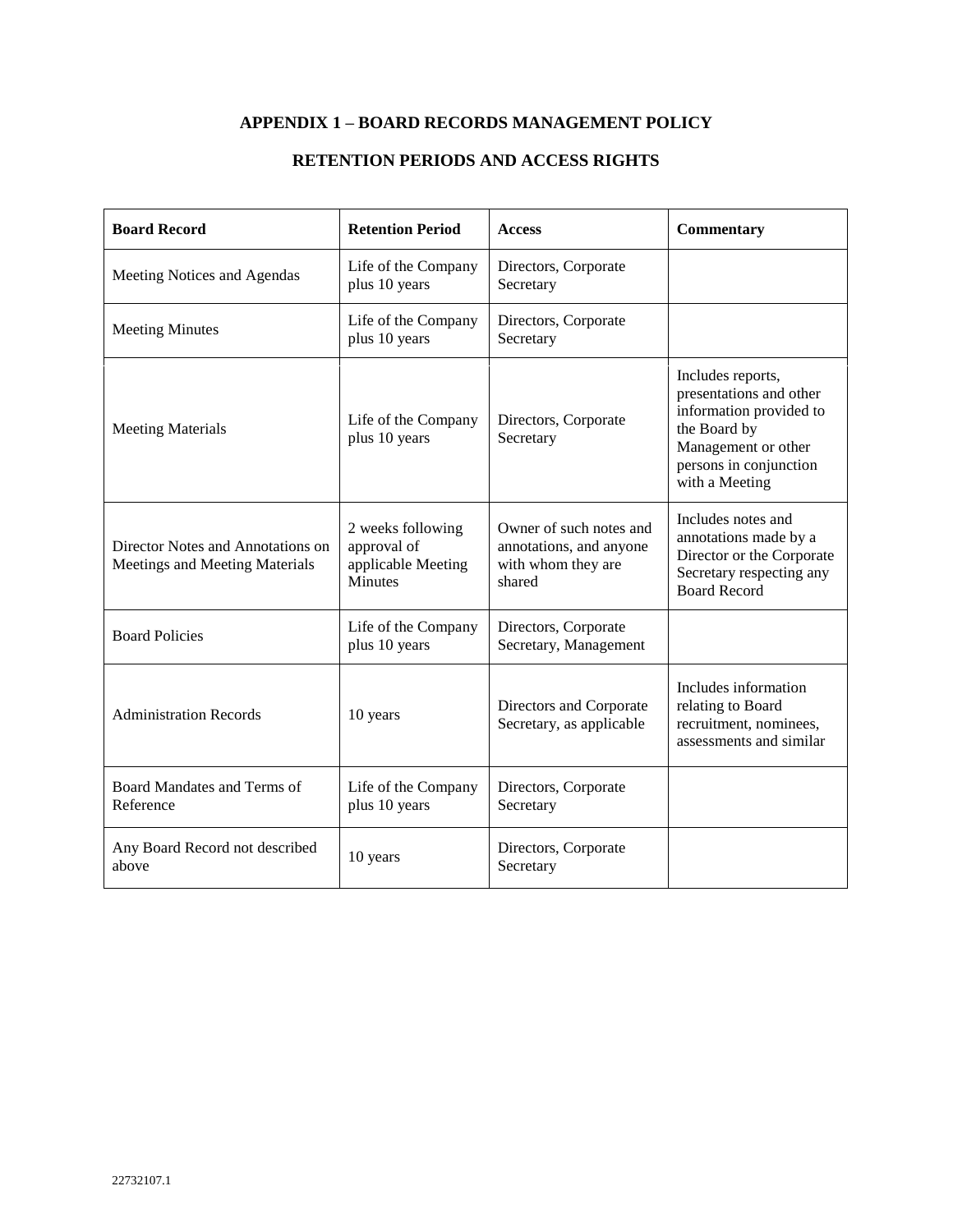# APPENDIX 1 – BOARD RECORDS MANAGEMENT POLICY

## RETENTION PERIODS AND ACCESS RIGHTS

| Board Record | Retention Period | Access | Commentary |
|---|---|---|---|
| Meeting Notices and Agendas | Life of the Company plus 10 years | Directors, Corporate Secretary | |
| Meeting Minutes | Life of the Company plus 10 years | Directors, Corporate Secretary | |
| Meeting Materials | Life of the Company plus 10 years | Directors, Corporate Secretary | Includes reports, presentations and other information provided to the Board by Management or other persons in conjunction with a Meeting |
| Director Notes and Annotations on Meetings and Meeting Materials | 2 weeks following approval of applicable Meeting Minutes | Owner of such notes and annotations, and anyone with whom they are shared | Includes notes and annotations made by a Director or the Corporate Secretary respecting any Board Record |
| Board Policies | Life of the Company plus 10 years | Directors, Corporate Secretary, Management | |
| Administration Records | 10 years | Directors and Corporate Secretary, as applicable | Includes information relating to Board recruitment, nominees, assessments and similar |
| Board Mandates and Terms of Reference | Life of the Company plus 10 years | Directors, Corporate Secretary | |
| Any Board Record not described above | 10 years | Directors, Corporate Secretary | |

22732107.1